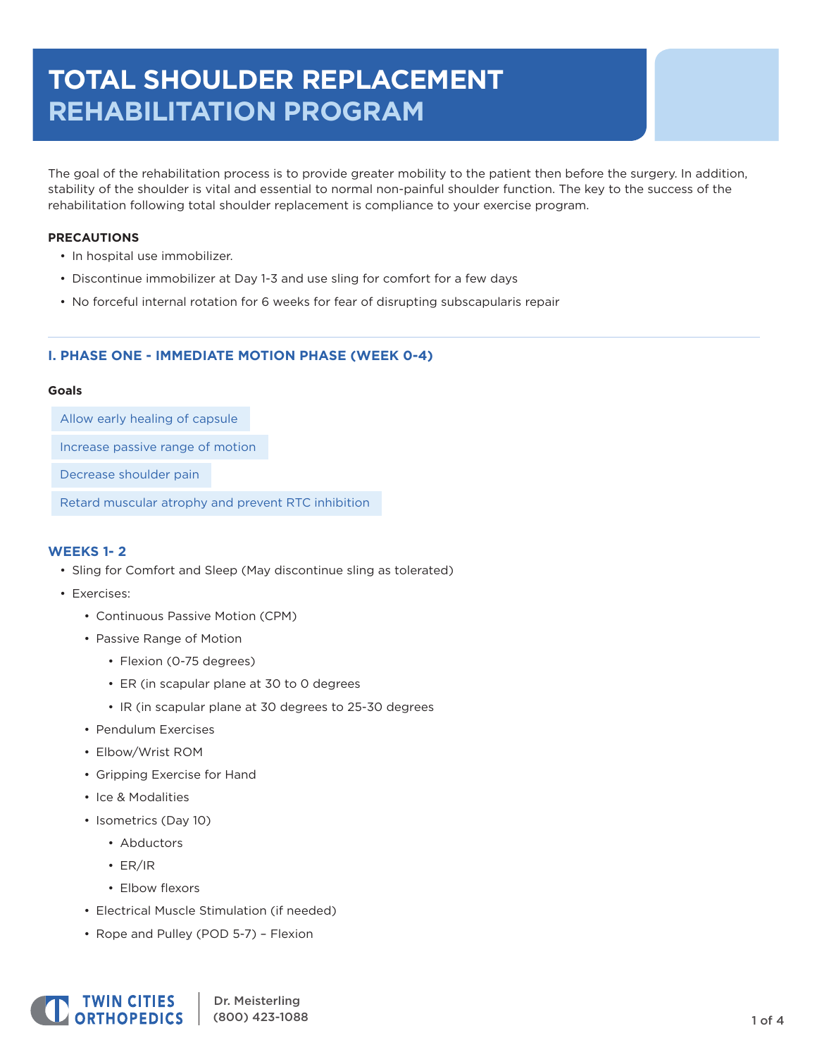# TOTAL SHOULDER REPLACEMENT
# REHABILITATION PROGRAM

The goal of the rehabilitation process is to provide greater mobility to the patient then before the surgery. In addition, stability of the shoulder is vital and essential to normal non-painful shoulder function. The key to the success of the rehabilitation following total shoulder replacement is compliance to your exercise program.

**PRECAUTIONS**

- In hospital use immobilizer.
- Discontinue immobilizer at Day 1-3 and use sling for comfort for a few days
- No forceful internal rotation for 6 weeks for fear of disrupting subscapularis repair

## I. PHASE ONE - IMMEDIATE MOTION PHASE (WEEK 0-4)

**Goals**

- Allow early healing of capsule
- Increase passive range of motion
- Decrease shoulder pain
- Retard muscular atrophy and prevent RTC inhibition

### WEEKS 1- 2

- Sling for Comfort and Sleep (May discontinue sling as tolerated)
- Exercises:
  - Continuous Passive Motion (CPM)
  - Passive Range of Motion
    - Flexion (0-75 degrees)
    - ER (in scapular plane at 30 to 0 degrees
    - IR (in scapular plane at 30 degrees to 25-30 degrees
  - Pendulum Exercises
  - Elbow/Wrist ROM
  - Gripping Exercise for Hand
  - Ice & Modalities
  - Isometrics (Day 10)
    - Abductors
    - ER/IR
    - Elbow flexors
  - Electrical Muscle Stimulation (if needed)
  - Rope and Pulley (POD 5-7) – Flexion

TWIN CITIES ORTHOPEDICS | Dr. Meisterling (800) 423-1088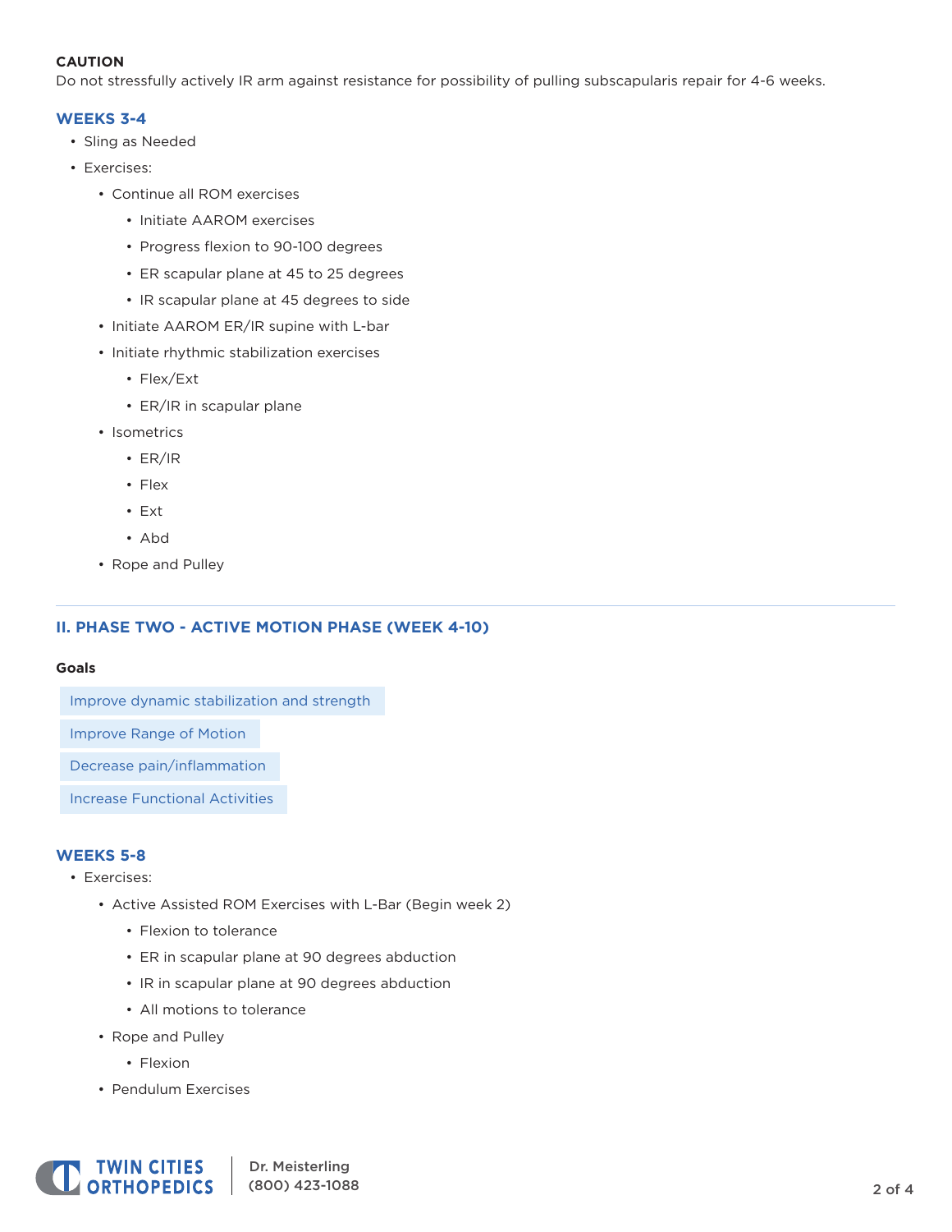**CAUTION**

Do not stressfully actively IR arm against resistance for possibility of pulling subscapularis repair for 4-6 weeks.

### WEEKS 3-4

- Sling as Needed
- Exercises:
  - Continue all ROM exercises
    - Initiate AAROM exercises
    - Progress flexion to 90-100 degrees
    - ER scapular plane at 45 to 25 degrees
    - IR scapular plane at 45 degrees to side
  - Initiate AAROM ER/IR supine with L-bar
  - Initiate rhythmic stabilization exercises
    - Flex/Ext
    - ER/IR in scapular plane
  - Isometrics
    - ER/IR
    - Flex
    - Ext
    - Abd
  - Rope and Pulley

---

## II. PHASE TWO - ACTIVE MOTION PHASE (WEEK 4-10)

**Goals**

- Improve dynamic stabilization and strength
- Improve Range of Motion
- Decrease pain/inflammation
- Increase Functional Activities

### WEEKS 5-8

- Exercises:
  - Active Assisted ROM Exercises with L-Bar (Begin week 2)
    - Flexion to tolerance
    - ER in scapular plane at 90 degrees abduction
    - IR in scapular plane at 90 degrees abduction
    - All motions to tolerance
  - Rope and Pulley
    - Flexion
  - Pendulum Exercises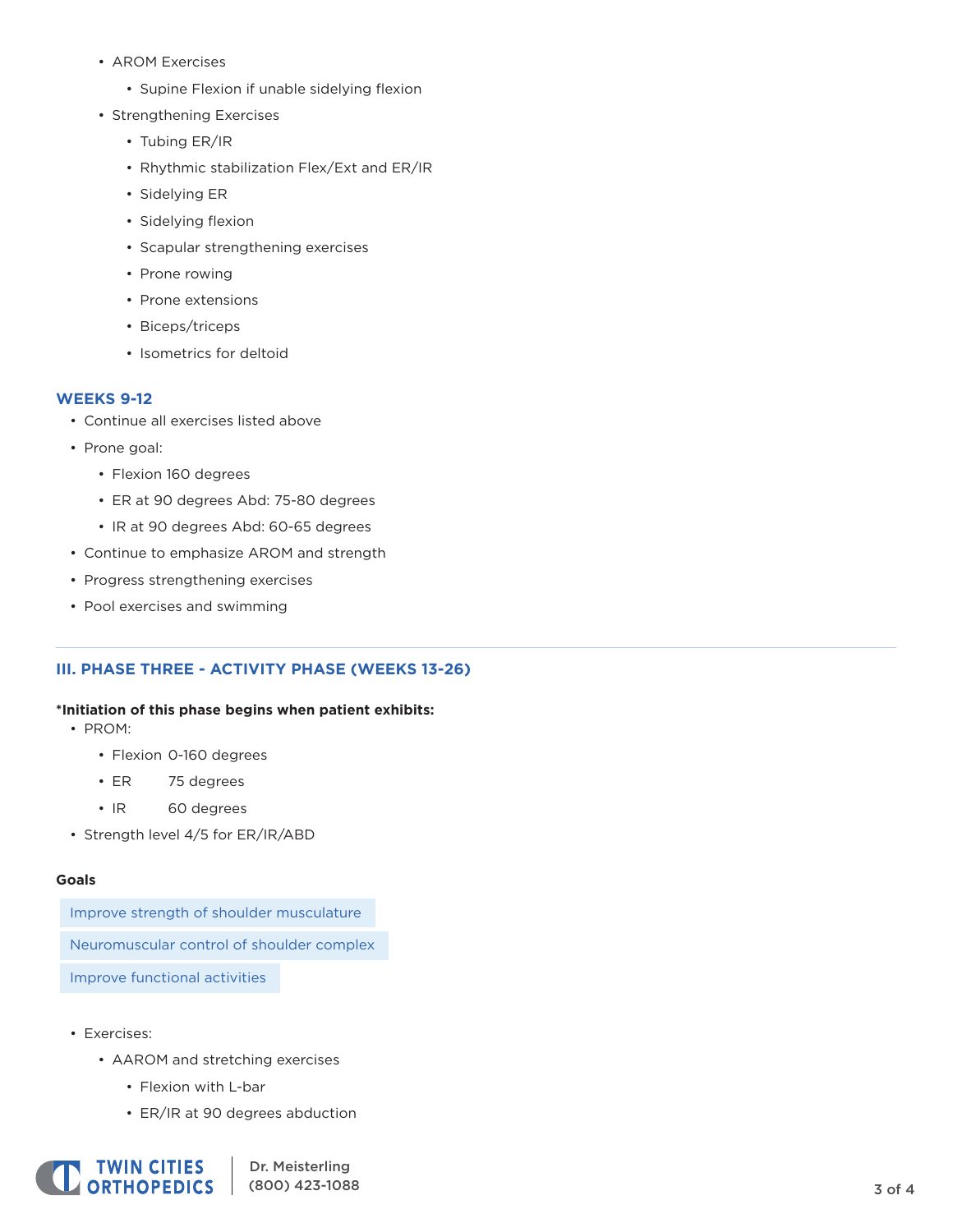- AROM Exercises
    - Supine Flexion if unable sidelying flexion
- Strengthening Exercises
    - Tubing ER/IR
    - Rhythmic stabilization Flex/Ext and ER/IR
    - Sidelying ER
    - Sidelying flexion
    - Scapular strengthening exercises
    - Prone rowing
    - Prone extensions
    - Biceps/triceps
    - Isometrics for deltoid

### WEEKS 9-12

- Continue all exercises listed above
- Prone goal:
    - Flexion 160 degrees
    - ER at 90 degrees Abd: 75-80 degrees
    - IR at 90 degrees Abd: 60-65 degrees
- Continue to emphasize AROM and strength
- Progress strengthening exercises
- Pool exercises and swimming

---

## III. PHASE THREE - ACTIVITY PHASE (WEEKS 13-26)

**\*Initiation of this phase begins when patient exhibits:**

- PROM:
    - Flexion 0-160 degrees
    - ER 75 degrees
    - IR 60 degrees
- Strength level 4/5 for ER/IR/ABD

**Goals**

Improve strength of shoulder musculature

Neuromuscular control of shoulder complex

Improve functional activities

- Exercises:
    - AAROM and stretching exercises
        - Flexion with L-bar
        - ER/IR at 90 degrees abduction

Dr. Meisterling
(800) 423-1088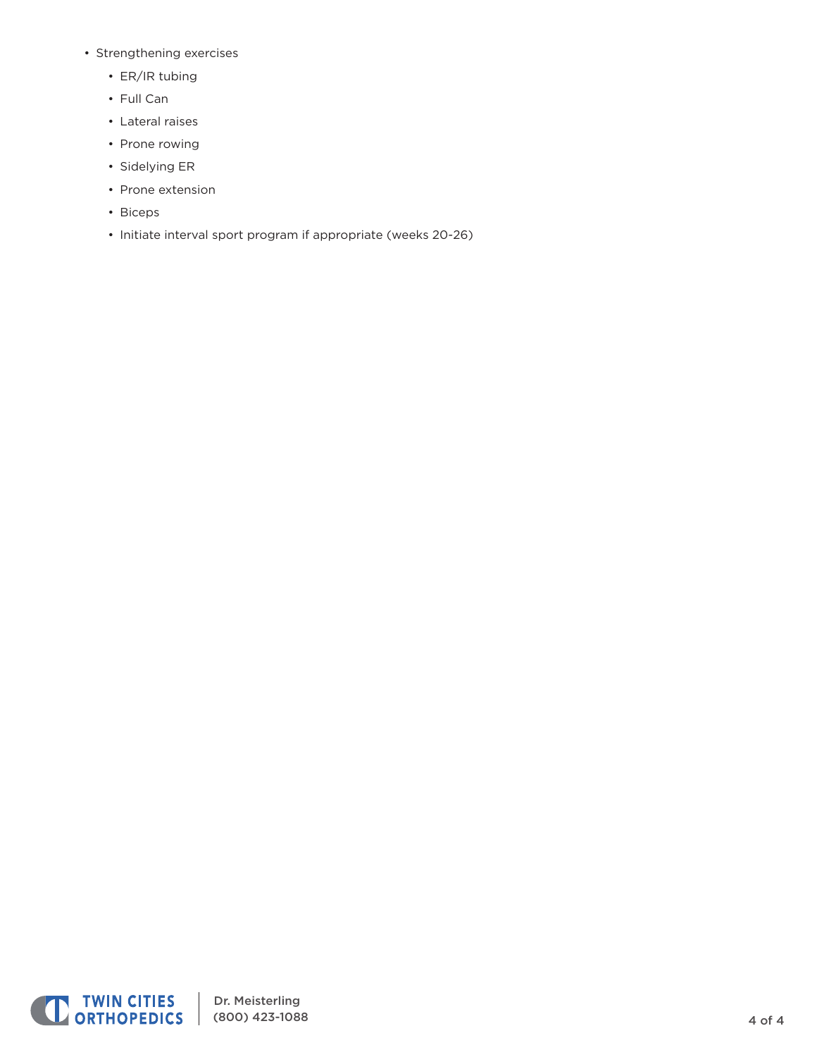- Strengthening exercises
  - ER/IR tubing
  - Full Can
  - Lateral raises
  - Prone rowing
  - Sidelying ER
  - Prone extension
  - Biceps
  - Initiate interval sport program if appropriate (weeks 20-26)